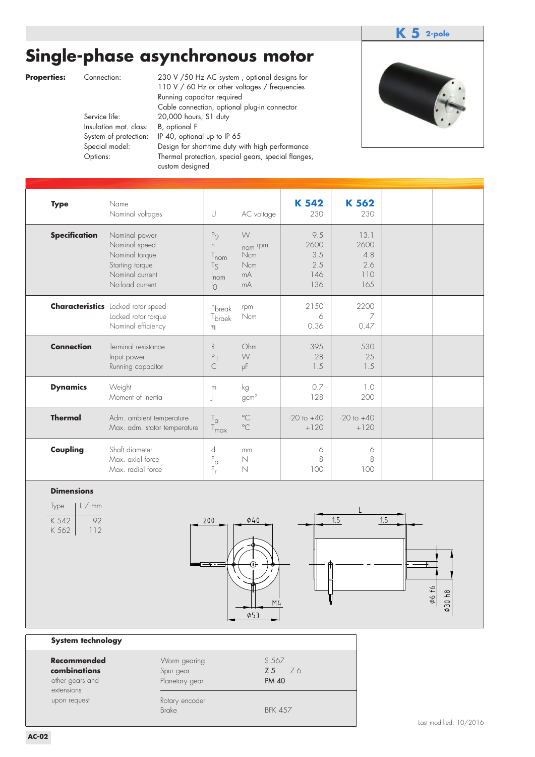**K 5** 2-pole

# Single-phase asynchronous motor

**Properties:**

| | |
|---|---|
| Connection: | 230 V /50 Hz AC system , optional designs for 110 V / 60 Hz or other voltages / frequencies<br>Running capacitor required<br>Cable connection, optional plug-in connector |
| Service life: | 20,000 hours, S1 duty |
| Insulation mat. class: | B, optional F |
| System of protection: | IP 40, optional up to IP 65 |
| Special model: | Design for short-time duty with high performance |
| Options: | Thermal protection, special gears, special flanges, custom designed |

| | | | | K 542 | K 562 | | |
|---|---|---|---|---|---|---|---|
| **Type** | Name<br>Nominal voltages | U | AC voltage | 230 | 230 | | |
| **Specification** | Nominal power | $P_2$ | W | 9.5 | 13.1 | | |
| | Nominal speed | n | $_{nom}$ rpm | 2600 | 2600 | | |
| | Nominal torque | $T_{nom}$ | Ncm | 3.5 | 4.8 | | |
| | Starting torque | $T_S$ | Ncm | 2.5 | 2.6 | | |
| | Nominal current | $I_{nom}$ | mA | 146 | 110 | | |
| | No-load current | $I_0$ | mA | 136 | 165 | | |
| **Characteristics** | Locked rotor speed | $n_{break}$ | rpm | 2150 | 2200 | | |
| | Locked rotor torque | $T_{braek}$ | Ncm | 6 | 7 | | |
| | Nominal efficiency | η | | 0.36 | 0.47 | | |
| **Connection** | Terminal resistance | R | Ohm | 395 | 530 | | |
| | Input power | $P_1$ | W | 28 | 25 | | |
| | Running capacitor | C | µF | 1.5 | 1.5 | | |
| **Dynamics** | Weight | m | kg | 0.7 | 1.0 | | |
| | Moment of inertia | J | $gcm^2$ | 128 | 200 | | |
| **Thermal** | Adm. ambient temperature | $T_a$ | °C | -20 to +40 | -20 to +40 | | |
| | Max. adm. stator temperature | $T_{max}$ | °C | +120 | +120 | | |
| **Coupling** | Shaft diameter | d | mm | 6 | 6 | | |
| | Max. axial force | $F_a$ | N | 8 | 8 | | |
| | Max. radial force | $F_r$ | N | 100 | 100 | | |

**Dimensions**

| Type | L / mm |
|---|---|
| K 542 | 92 |
| K 562 | 112 |

200 ⌀40 M4 ⌀53 L 1.5 1.5 ⌀6 f6 ⌀30 h8

**System technology**

| | | |
|---|---|---|
| **Recommended combinations**<br>other gears and extensions upon request | Worm gearing | S 567 |
| | Spur gear | **Z 5** Z 6 |
| | Planetary gear | **PM 40** |
| | Rotary encoder | |
| | Brake | BFK 457 |

Last modified: 10/2016

AC-02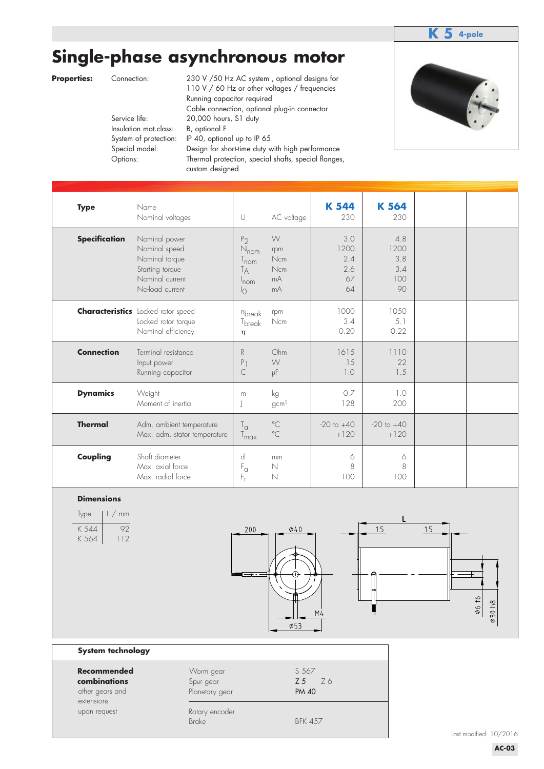K 5 4-pole

# Single-phase asynchronous motor

**Properties:**

| | |
|---|---|
| Connection: | 230 V /50 Hz AC system , optional designs for 110 V / 60 Hz or other voltages / frequencies<br>Running capacitor required<br>Cable connection, optional plug-in connector |
| Service life: | 20,000 hours, S1 duty |
| Insulation mat.class: | B, optional F |
| System of protection: | IP 40, optional up to IP 65 |
| Special model: | Design for short-time duty with high performance |
| Options: | Thermal protection, special shafts, special flanges, custom designed |

| | | | | K 544 | K 564 | | |
|---|---|---|---|---|---|---|---|
| **Type** | Name<br>Nominal voltages | U | AC voltage | 230 | 230 | | |
| **Specification** | Nominal power | $P_2$ | W | 3.0 | 4.8 | | |
| | Nominal speed | $N_{nom}$ | rpm | 1200 | 1200 | | |
| | Nominal torque | $T_{nom}$ | Ncm | 2.4 | 3.8 | | |
| | Starting torque | $T_A$ | Ncm | 2.6 | 3.4 | | |
| | Nominal current | $I_{nom}$ | mA | 67 | 100 | | |
| | No-load current | $I_0$ | mA | 64 | 90 | | |
| **Characteristics** | Locked rotor speed | $n_{break}$ | rpm | 1000 | 1050 | | |
| | Locked rotor torque | $T_{break}$ | Ncm | 3.4 | 5.1 | | |
| | Nominal efficiency | $\eta$ | | 0.20 | 0.22 | | |
| **Connection** | Terminal resistance | R | Ohm | 1615 | 1110 | | |
| | Input power | $P_1$ | W | 15 | 22 | | |
| | Running capacitor | C | µF | 1.0 | 1.5 | | |
| **Dynamics** | Weight | m | kg | 0.7 | 1.0 | | |
| | Moment of inertia | J | gcm² | 128 | 200 | | |
| **Thermal** | Adm. ambient temperature | $T_a$ | °C | -20 to +40 | -20 to +40 | | |
| | Max. adm. stator temperature | $T_{max}$ | °C | +120 | +120 | | |
| **Coupling** | Shaft diameter | d | mm | 6 | 6 | | |
| | Max. axial force | $F_a$ | N | 8 | 8 | | |
| | Max. radial force | $F_r$ | N | 100 | 100 | | |

**Dimensions**

| Type | L / mm |
|---|---|
| K 544 | 92 |
| K 564 | 112 |

200
ø40
M4
ø53
L
1.5
1.5
ø6 f6
ø30 h8

**System technology**

| | | |
|---|---|---|
| **Recommended combinations**<br>other gears and extensions<br>upon request | Worm gear | S 567 |
| | Spur gear | **Z 5** Z 6 |
| | Planetary gear | **PM 40** |
| | Rotary encoder | |
| | Brake | BFK 457 |

Last modified: 10/2016